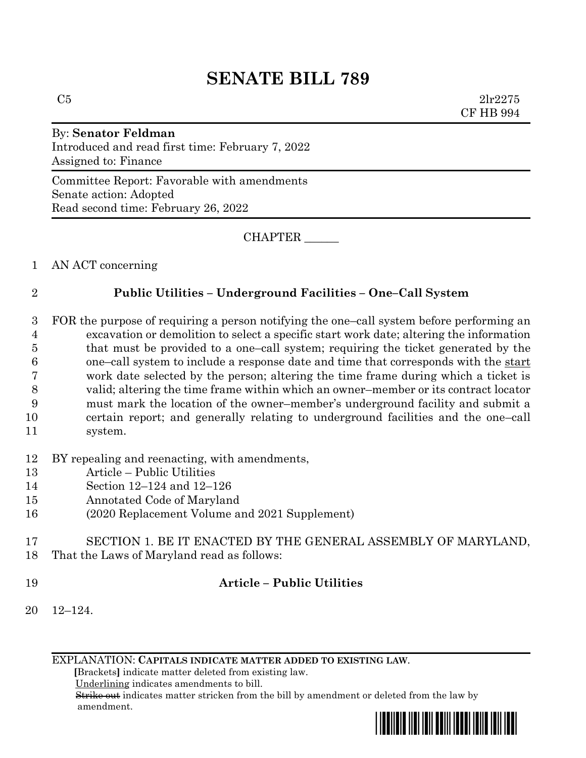# SENATE BILL 789

C5 2lr2275
CF HB 994

By: **Senator Feldman**
Introduced and read first time: February 7, 2022
Assigned to: Finance

Committee Report: Favorable with amendments
Senate action: Adopted
Read second time: February 26, 2022

CHAPTER ______

1 AN ACT concerning

2 **Public Utilities – Underground Facilities – One–Call System**

3 FOR the purpose of requiring a person notifying the one–call system before performing an
4 excavation or demolition to select a specific start work date; altering the information
5 that must be provided to a one–call system; requiring the ticket generated by the
6 one–call system to include a response date and time that corresponds with the start
7 work date selected by the person; altering the time frame during which a ticket is
8 valid; altering the time frame within which an owner–member or its contract locator
9 must mark the location of the owner–member's underground facility and submit a
10 certain report; and generally relating to underground facilities and the one–call
11 system.

12 BY repealing and reenacting, with amendments,
13 Article – Public Utilities
14 Section 12–124 and 12–126
15 Annotated Code of Maryland
16 (2020 Replacement Volume and 2021 Supplement)

17 SECTION 1. BE IT ENACTED BY THE GENERAL ASSEMBLY OF MARYLAND,
18 That the Laws of Maryland read as follows:

19 **Article – Public Utilities**

20 12–124.

EXPLANATION: **CAPITALS INDICATE MATTER ADDED TO EXISTING LAW.**
**[**Brackets**]** indicate matter deleted from existing law.
Underlining indicates amendments to bill.
~~Strike out~~ indicates matter stricken from the bill by amendment or deleted from the law by amendment.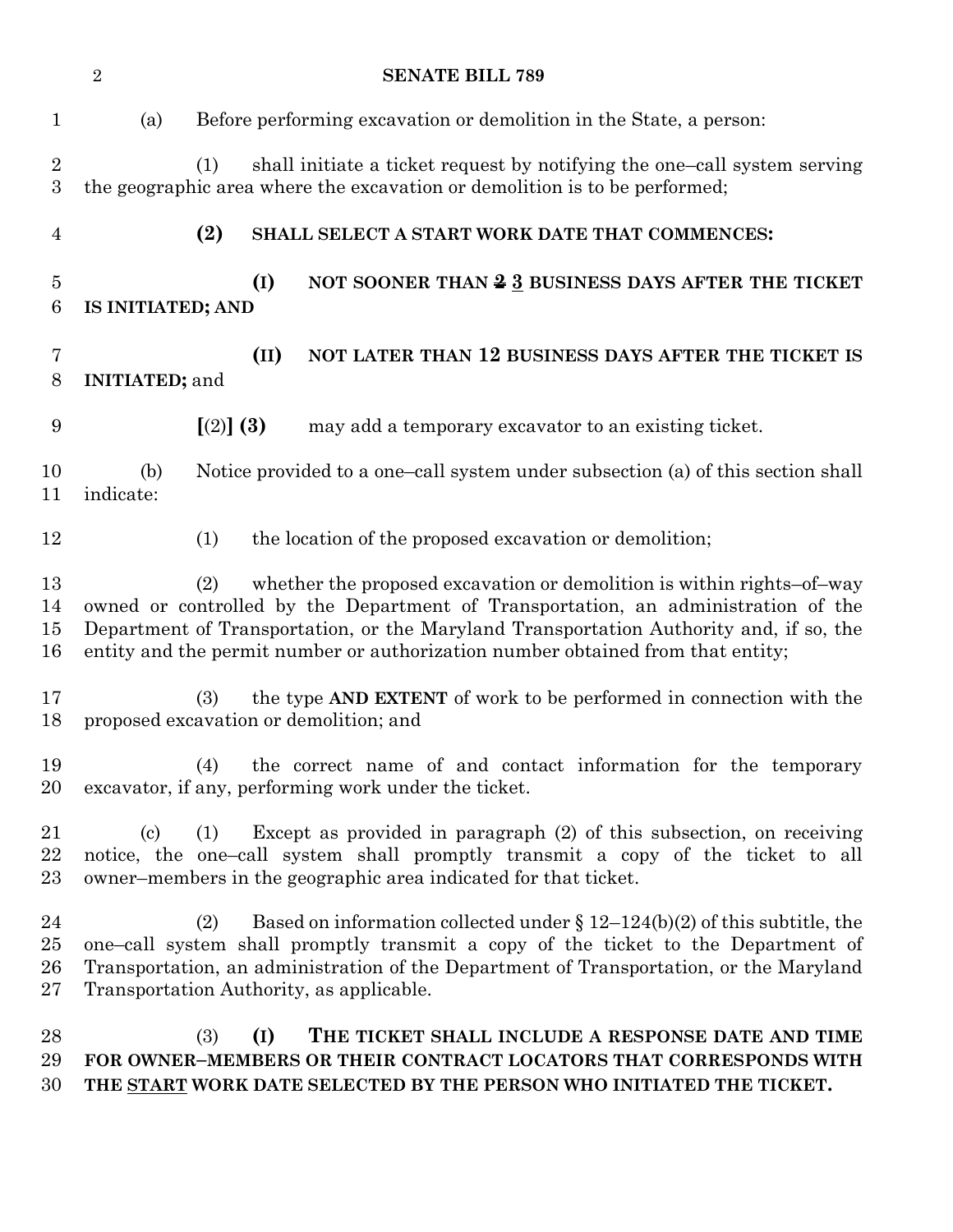(a) Before performing excavation or demolition in the State, a person:

(1) shall initiate a ticket request by notifying the one–call system serving the geographic area where the excavation or demolition is to be performed;

**(2) SHALL SELECT A START WORK DATE THAT COMMENCES:**

**(I) NOT SOONER THAN ~~2~~ 3 BUSINESS DAYS AFTER THE TICKET IS INITIATED; AND**

**(II) NOT LATER THAN 12 BUSINESS DAYS AFTER THE TICKET IS INITIATED;** and

[(2)] **(3)** may add a temporary excavator to an existing ticket.

(b) Notice provided to a one–call system under subsection (a) of this section shall indicate:

(1) the location of the proposed excavation or demolition;

(2) whether the proposed excavation or demolition is within rights–of–way owned or controlled by the Department of Transportation, an administration of the Department of Transportation, or the Maryland Transportation Authority and, if so, the entity and the permit number or authorization number obtained from that entity;

(3) the type **AND EXTENT** of work to be performed in connection with the proposed excavation or demolition; and

(4) the correct name of and contact information for the temporary excavator, if any, performing work under the ticket.

(c) (1) Except as provided in paragraph (2) of this subsection, on receiving notice, the one–call system shall promptly transmit a copy of the ticket to all owner–members in the geographic area indicated for that ticket.

(2) Based on information collected under § 12–124(b)(2) of this subtitle, the one–call system shall promptly transmit a copy of the ticket to the Department of Transportation, an administration of the Department of Transportation, or the Maryland Transportation Authority, as applicable.

(3) **(I) THE TICKET SHALL INCLUDE A RESPONSE DATE AND TIME FOR OWNER–MEMBERS OR THEIR CONTRACT LOCATORS THAT CORRESPONDS WITH THE START WORK DATE SELECTED BY THE PERSON WHO INITIATED THE TICKET.**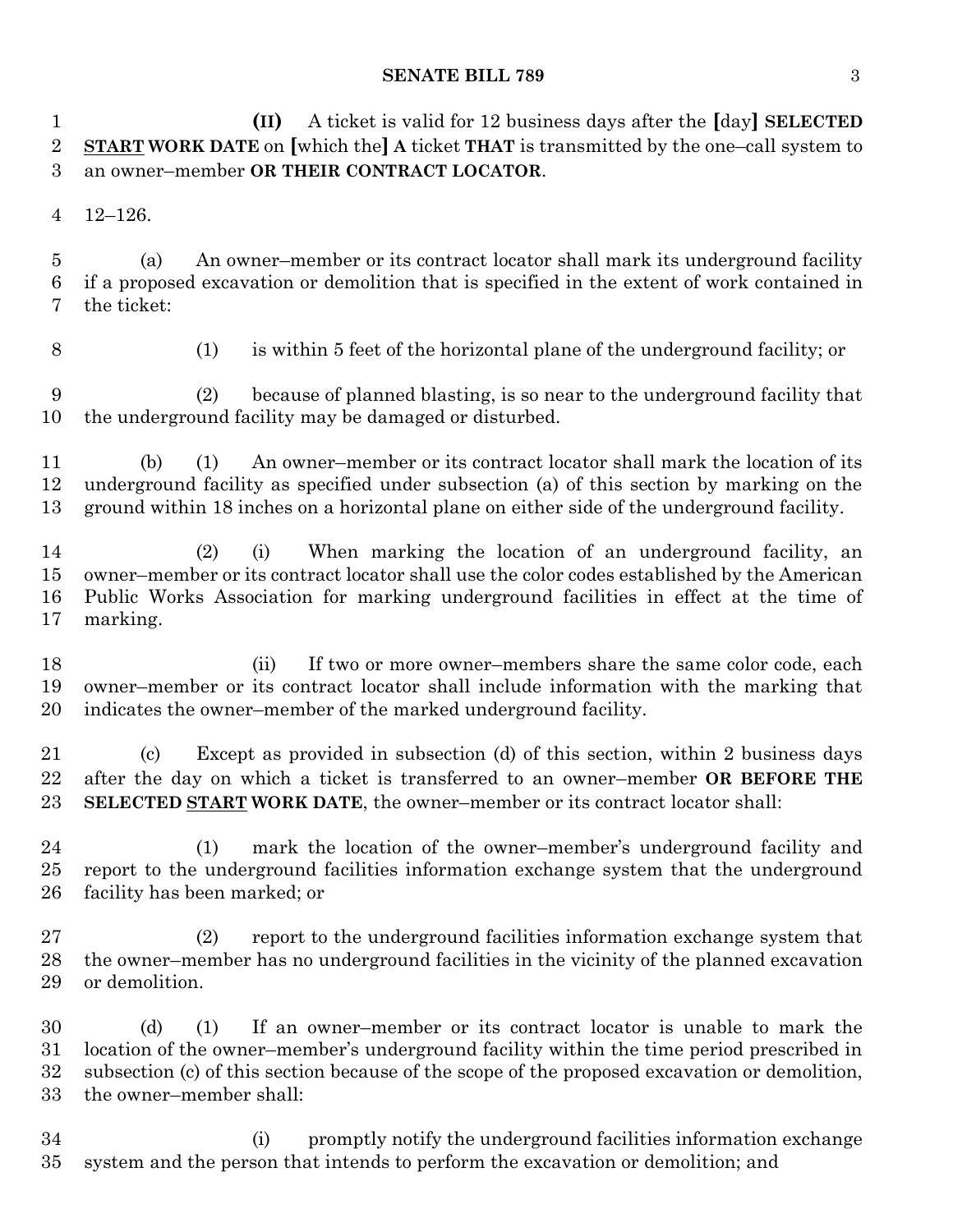**(II)** A ticket is valid for 12 business days after the [day] **SELECTED START WORK DATE** on [which the] **A** ticket **THAT** is transmitted by the one–call system to an owner–member **OR THEIR CONTRACT LOCATOR**.

12–126.

(a) An owner–member or its contract locator shall mark its underground facility if a proposed excavation or demolition that is specified in the extent of work contained in the ticket:

(1) is within 5 feet of the horizontal plane of the underground facility; or

(2) because of planned blasting, is so near to the underground facility that the underground facility may be damaged or disturbed.

(b) (1) An owner–member or its contract locator shall mark the location of its underground facility as specified under subsection (a) of this section by marking on the ground within 18 inches on a horizontal plane on either side of the underground facility.

(2) (i) When marking the location of an underground facility, an owner–member or its contract locator shall use the color codes established by the American Public Works Association for marking underground facilities in effect at the time of marking.

(ii) If two or more owner–members share the same color code, each owner–member or its contract locator shall include information with the marking that indicates the owner–member of the marked underground facility.

(c) Except as provided in subsection (d) of this section, within 2 business days after the day on which a ticket is transferred to an owner–member **OR BEFORE THE SELECTED START WORK DATE**, the owner–member or its contract locator shall:

(1) mark the location of the owner–member's underground facility and report to the underground facilities information exchange system that the underground facility has been marked; or

(2) report to the underground facilities information exchange system that the owner–member has no underground facilities in the vicinity of the planned excavation or demolition.

(d) (1) If an owner–member or its contract locator is unable to mark the location of the owner–member's underground facility within the time period prescribed in subsection (c) of this section because of the scope of the proposed excavation or demolition, the owner–member shall:

(i) promptly notify the underground facilities information exchange system and the person that intends to perform the excavation or demolition; and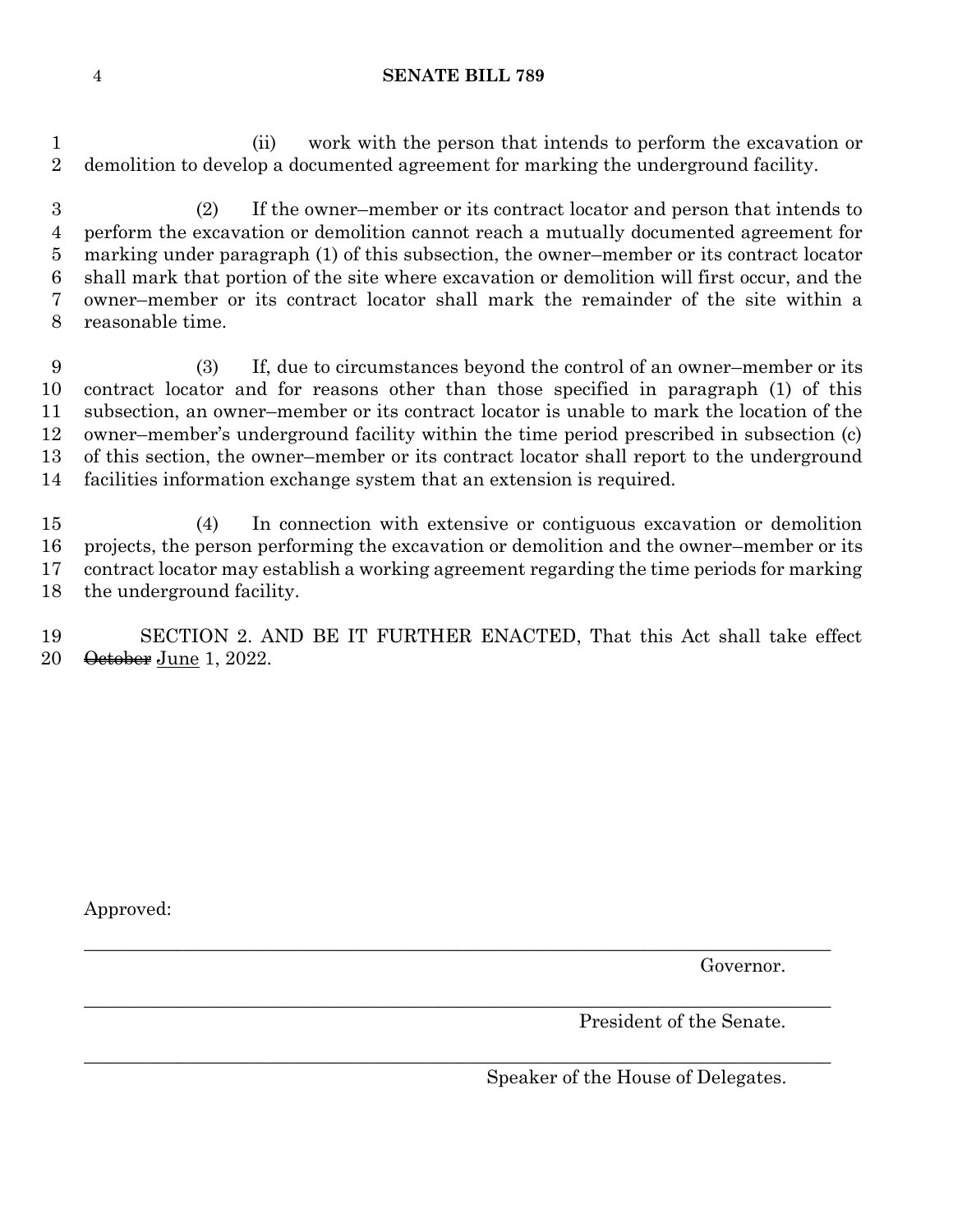(ii) work with the person that intends to perform the excavation or demolition to develop a documented agreement for marking the underground facility.

(2) If the owner–member or its contract locator and person that intends to perform the excavation or demolition cannot reach a mutually documented agreement for marking under paragraph (1) of this subsection, the owner–member or its contract locator shall mark that portion of the site where excavation or demolition will first occur, and the owner–member or its contract locator shall mark the remainder of the site within a reasonable time.

(3) If, due to circumstances beyond the control of an owner–member or its contract locator and for reasons other than those specified in paragraph (1) of this subsection, an owner–member or its contract locator is unable to mark the location of the owner–member's underground facility within the time period prescribed in subsection (c) of this section, the owner–member or its contract locator shall report to the underground facilities information exchange system that an extension is required.

(4) In connection with extensive or contiguous excavation or demolition projects, the person performing the excavation or demolition and the owner–member or its contract locator may establish a working agreement regarding the time periods for marking the underground facility.

SECTION 2. AND BE IT FURTHER ENACTED, That this Act shall take effect ~~October~~ June 1, 2022.

Approved:

\_\_\_\_\_\_\_\_\_\_\_\_\_\_\_\_\_\_\_\_\_\_\_\_\_\_\_\_\_\_\_\_\_\_\_\_\_\_\_\_\_\_\_\_\_\_\_\_

Governor.

\_\_\_\_\_\_\_\_\_\_\_\_\_\_\_\_\_\_\_\_\_\_\_\_\_\_\_\_\_\_\_\_\_\_\_\_\_\_\_\_\_\_\_\_\_\_\_\_

President of the Senate.

\_\_\_\_\_\_\_\_\_\_\_\_\_\_\_\_\_\_\_\_\_\_\_\_\_\_\_\_\_\_\_\_\_\_\_\_\_\_\_\_\_\_\_\_\_\_\_\_

Speaker of the House of Delegates.